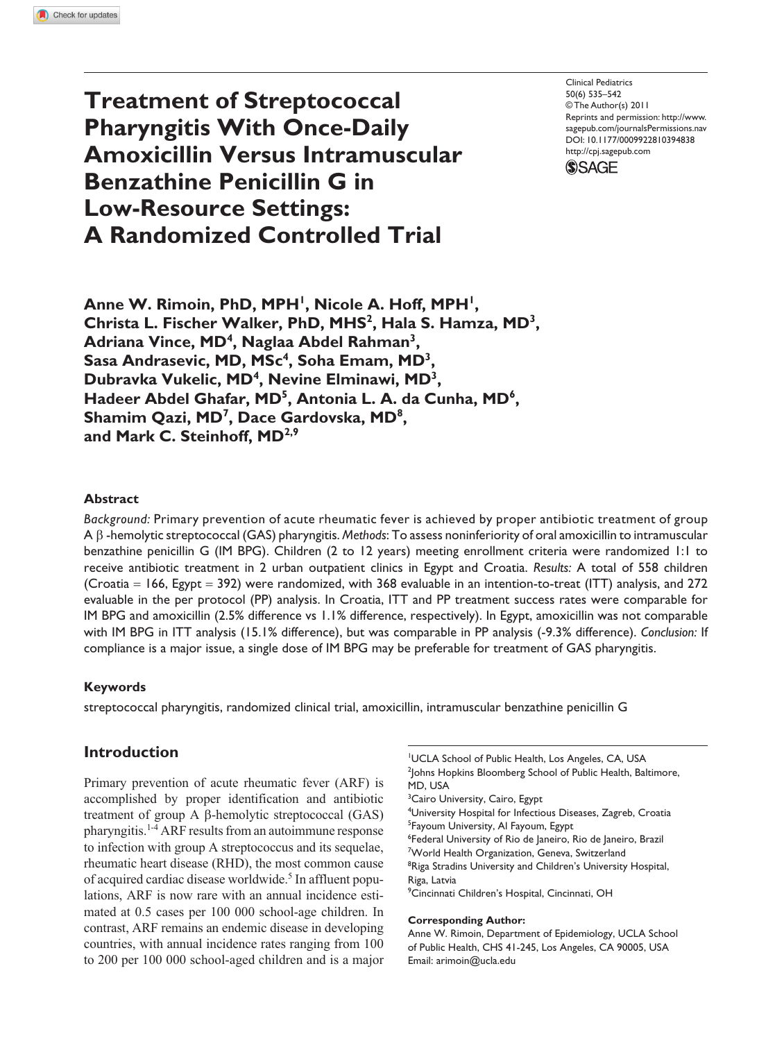# Treatment of Streptococcal Pharyngitis With Once-Daily Amoxicillin Versus Intramuscular Benzathine Penicillin G in Low-Resource Settings: A Randomized Controlled Trial

Clinical Pediatrics
50(6) 535–542
© The Author(s) 2011
Reprints and permission: http://www.sagepub.com/journalsPermissions.nav
DOI: 10.1177/0009922810394838
http://cpj.sagepub.com

**Anne W. Rimoin, PhD, MPH[1], Nicole A. Hoff, MPH[1], Christa L. Fischer Walker, PhD, MHS[2], Hala S. Hamza, MD[3], Adriana Vince, MD[4], Naglaa Abdel Rahman[3], Sasa Andrasevic, MD, MSc[4], Soha Emam, MD[3], Dubravka Vukelic, MD[4], Nevine Elminawi, MD[3], Hadeer Abdel Ghafar, MD[5], Antonia L. A. da Cunha, MD[6], Shamim Qazi, MD[7], Dace Gardovska, MD[8], and Mark C. Steinhoff, MD[2,9]**

## Abstract

*Background:* Primary prevention of acute rheumatic fever is achieved by proper antibiotic treatment of group A β -hemolytic streptococcal (GAS) pharyngitis. *Methods*: To assess noninferiority of oral amoxicillin to intramuscular benzathine penicillin G (IM BPG). Children (2 to 12 years) meeting enrollment criteria were randomized 1:1 to receive antibiotic treatment in 2 urban outpatient clinics in Egypt and Croatia. *Results:* A total of 558 children (Croatia = 166, Egypt = 392) were randomized, with 368 evaluable in an intention-to-treat (ITT) analysis, and 272 evaluable in the per protocol (PP) analysis. In Croatia, ITT and PP treatment success rates were comparable for IM BPG and amoxicillin (2.5% difference vs 1.1% difference, respectively). In Egypt, amoxicillin was not comparable with IM BPG in ITT analysis (15.1% difference), but was comparable in PP analysis (-9.3% difference). *Conclusion:* If compliance is a major issue, a single dose of IM BPG may be preferable for treatment of GAS pharyngitis.

### Keywords

streptococcal pharyngitis, randomized clinical trial, amoxicillin, intramuscular benzathine penicillin G

## Introduction

Primary prevention of acute rheumatic fever (ARF) is accomplished by proper identification and antibiotic treatment of group A β-hemolytic streptococcal (GAS) pharyngitis.[1-4] ARF results from an autoimmune response to infection with group A streptococcus and its sequelae, rheumatic heart disease (RHD), the most common cause of acquired cardiac disease worldwide.[5] In affluent populations, ARF is now rare with an annual incidence estimated at 0.5 cases per 100 000 school-age children. In contrast, ARF remains an endemic disease in developing countries, with annual incidence rates ranging from 100 to 200 per 100 000 school-aged children and is a major

[1]UCLA School of Public Health, Los Angeles, CA, USA
[2]Johns Hopkins Bloomberg School of Public Health, Baltimore, MD, USA
[3]Cairo University, Cairo, Egypt
[4]University Hospital for Infectious Diseases, Zagreb, Croatia
[5]Fayoum University, Al Fayoum, Egypt
[6]Federal University of Rio de Janeiro, Rio de Janeiro, Brazil
[7]World Health Organization, Geneva, Switzerland
[8]Riga Stradins University and Children's University Hospital, Riga, Latvia
[9]Cincinnati Children's Hospital, Cincinnati, OH

**Corresponding Author:**
Anne W. Rimoin, Department of Epidemiology, UCLA School of Public Health, CHS 41-245, Los Angeles, CA 90005, USA
Email: arimoin@ucla.edu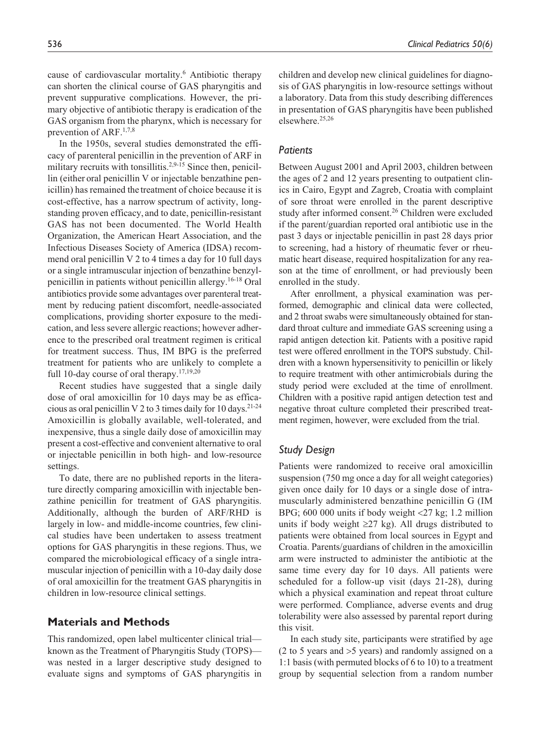cause of cardiovascular mortality.[6] Antibiotic therapy can shorten the clinical course of GAS pharyngitis and prevent suppurative complications. However, the primary objective of antibiotic therapy is eradication of the GAS organism from the pharynx, which is necessary for prevention of ARF.[1,7,8]

In the 1950s, several studies demonstrated the efficacy of parenteral penicillin in the prevention of ARF in military recruits with tonsillitis.[2,9-15] Since then, penicillin (either oral penicillin V or injectable benzathine penicillin) has remained the treatment of choice because it is cost-effective, has a narrow spectrum of activity, long-standing proven efficacy, and to date, penicillin-resistant GAS has not been documented. The World Health Organization, the American Heart Association, and the Infectious Diseases Society of America (IDSA) recommend oral penicillin V 2 to 4 times a day for 10 full days or a single intramuscular injection of benzathine benzylpenicillin in patients without penicillin allergy.[16-18] Oral antibiotics provide some advantages over parenteral treatment by reducing patient discomfort, needle-associated complications, providing shorter exposure to the medication, and less severe allergic reactions; however adherence to the prescribed oral treatment regimen is critical for treatment success. Thus, IM BPG is the preferred treatment for patients who are unlikely to complete a full 10-day course of oral therapy.[17,19,20]

Recent studies have suggested that a single daily dose of oral amoxicillin for 10 days may be as efficacious as oral penicillin V 2 to 3 times daily for 10 days.[21-24] Amoxicillin is globally available, well-tolerated, and inexpensive, thus a single daily dose of amoxicillin may present a cost-effective and convenient alternative to oral or injectable penicillin in both high- and low-resource settings.

To date, there are no published reports in the literature directly comparing amoxicillin with injectable benzathine penicillin for treatment of GAS pharyngitis. Additionally, although the burden of ARF/RHD is largely in low- and middle-income countries, few clinical studies have been undertaken to assess treatment options for GAS pharyngitis in these regions. Thus, we compared the microbiological efficacy of a single intramuscular injection of penicillin with a 10-day daily dose of oral amoxicillin for the treatment GAS pharyngitis in children in low-resource clinical settings.

## Materials and Methods

This randomized, open label multicenter clinical trial—known as the Treatment of Pharyngitis Study (TOPS)—was nested in a larger descriptive study designed to evaluate signs and symptoms of GAS pharyngitis in children and develop new clinical guidelines for diagnosis of GAS pharyngitis in low-resource settings without a laboratory. Data from this study describing differences in presentation of GAS pharyngitis have been published elsewhere.[25,26]

### *Patients*

Between August 2001 and April 2003, children between the ages of 2 and 12 years presenting to outpatient clinics in Cairo, Egypt and Zagreb, Croatia with complaint of sore throat were enrolled in the parent descriptive study after informed consent.[26] Children were excluded if the parent/guardian reported oral antibiotic use in the past 3 days or injectable penicillin in past 28 days prior to screening, had a history of rheumatic fever or rheumatic heart disease, required hospitalization for any reason at the time of enrollment, or had previously been enrolled in the study.

After enrollment, a physical examination was performed, demographic and clinical data were collected, and 2 throat swabs were simultaneously obtained for standard throat culture and immediate GAS screening using a rapid antigen detection kit. Patients with a positive rapid test were offered enrollment in the TOPS substudy. Children with a known hypersensitivity to penicillin or likely to require treatment with other antimicrobials during the study period were excluded at the time of enrollment. Children with a positive rapid antigen detection test and negative throat culture completed their prescribed treatment regimen, however, were excluded from the trial.

### *Study Design*

Patients were randomized to receive oral amoxicillin suspension (750 mg once a day for all weight categories) given once daily for 10 days or a single dose of intramuscularly administered benzathine penicillin G (IM BPG; 600 000 units if body weight <27 kg; 1.2 million units if body weight ≥27 kg). All drugs distributed to patients were obtained from local sources in Egypt and Croatia. Parents/guardians of children in the amoxicillin arm were instructed to administer the antibiotic at the same time every day for 10 days. All patients were scheduled for a follow-up visit (days 21-28), during which a physical examination and repeat throat culture were performed. Compliance, adverse events and drug tolerability were also assessed by parental report during this visit.

In each study site, participants were stratified by age (2 to 5 years and >5 years) and randomly assigned on a 1:1 basis (with permuted blocks of 6 to 10) to a treatment group by sequential selection from a random number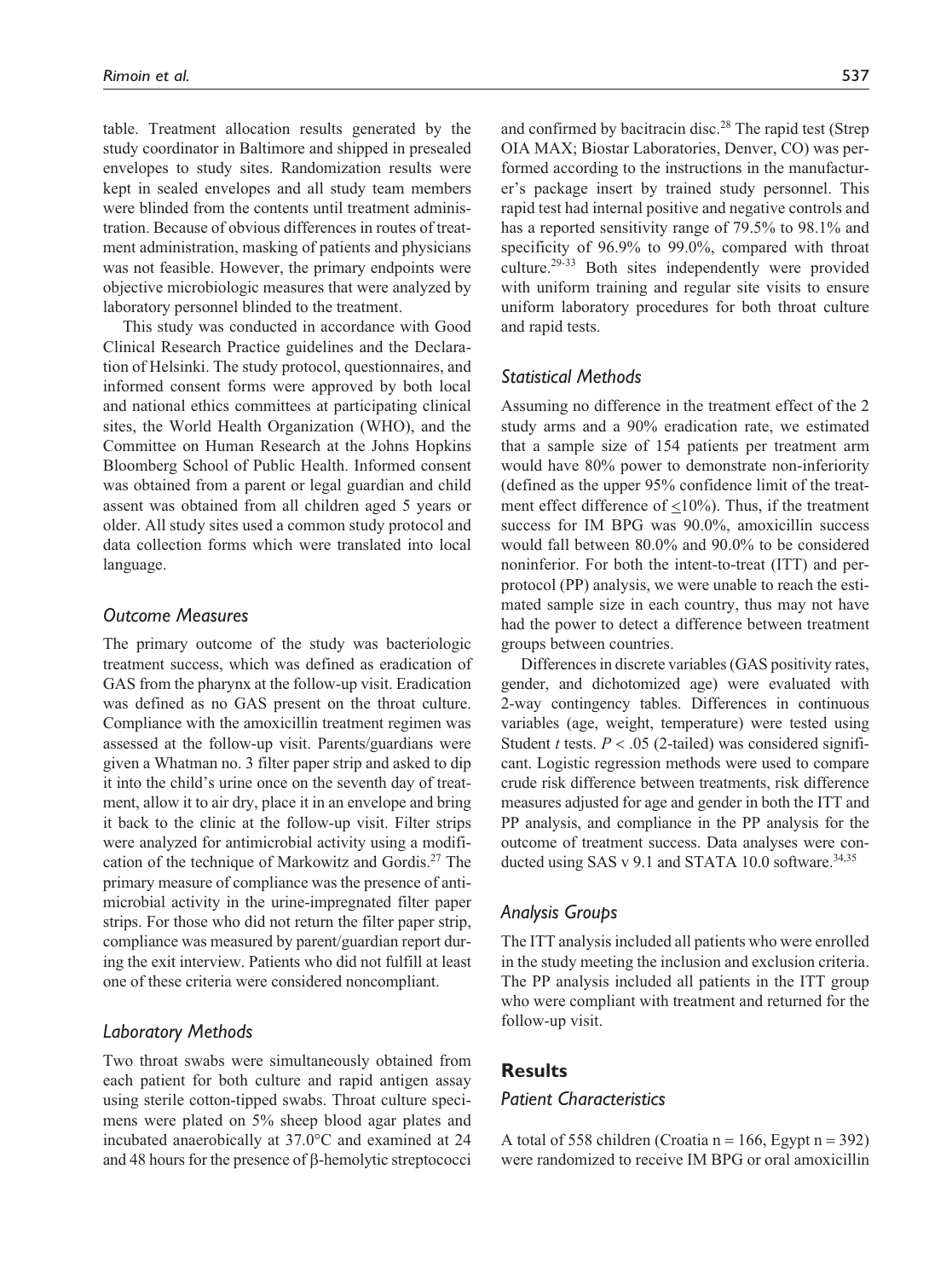table. Treatment allocation results generated by the study coordinator in Baltimore and shipped in presealed envelopes to study sites. Randomization results were kept in sealed envelopes and all study team members were blinded from the contents until treatment administration. Because of obvious differences in routes of treatment administration, masking of patients and physicians was not feasible. However, the primary endpoints were objective microbiologic measures that were analyzed by laboratory personnel blinded to the treatment.

This study was conducted in accordance with Good Clinical Research Practice guidelines and the Declaration of Helsinki. The study protocol, questionnaires, and informed consent forms were approved by both local and national ethics committees at participating clinical sites, the World Health Organization (WHO), and the Committee on Human Research at the Johns Hopkins Bloomberg School of Public Health. Informed consent was obtained from a parent or legal guardian and child assent was obtained from all children aged 5 years or older. All study sites used a common study protocol and data collection forms which were translated into local language.

### *Outcome Measures*

The primary outcome of the study was bacteriologic treatment success, which was defined as eradication of GAS from the pharynx at the follow-up visit. Eradication was defined as no GAS present on the throat culture. Compliance with the amoxicillin treatment regimen was assessed at the follow-up visit. Parents/guardians were given a Whatman no. 3 filter paper strip and asked to dip it into the child's urine once on the seventh day of treatment, allow it to air dry, place it in an envelope and bring it back to the clinic at the follow-up visit. Filter strips were analyzed for antimicrobial activity using a modification of the technique of Markowitz and Gordis.[27] The primary measure of compliance was the presence of antimicrobial activity in the urine-impregnated filter paper strips. For those who did not return the filter paper strip, compliance was measured by parent/guardian report during the exit interview. Patients who did not fulfill at least one of these criteria were considered noncompliant.

### *Laboratory Methods*

Two throat swabs were simultaneously obtained from each patient for both culture and rapid antigen assay using sterile cotton-tipped swabs. Throat culture specimens were plated on 5% sheep blood agar plates and incubated anaerobically at 37.0°C and examined at 24 and 48 hours for the presence of β-hemolytic streptococci and confirmed by bacitracin disc.[28] The rapid test (Strep OIA MAX; Biostar Laboratories, Denver, CO) was performed according to the instructions in the manufacturer's package insert by trained study personnel. This rapid test had internal positive and negative controls and has a reported sensitivity range of 79.5% to 98.1% and specificity of 96.9% to 99.0%, compared with throat culture.[29-33] Both sites independently were provided with uniform training and regular site visits to ensure uniform laboratory procedures for both throat culture and rapid tests.

### *Statistical Methods*

Assuming no difference in the treatment effect of the 2 study arms and a 90% eradication rate, we estimated that a sample size of 154 patients per treatment arm would have 80% power to demonstrate non-inferiority (defined as the upper 95% confidence limit of the treatment effect difference of $\leq$10%). Thus, if the treatment success for IM BPG was 90.0%, amoxicillin success would fall between 80.0% and 90.0% to be considered noninferior. For both the intent-to-treat (ITT) and per-protocol (PP) analysis, we were unable to reach the estimated sample size in each country, thus may not have had the power to detect a difference between treatment groups between countries.

Differences in discrete variables (GAS positivity rates, gender, and dichotomized age) were evaluated with 2-way contingency tables. Differences in continuous variables (age, weight, temperature) were tested using Student *t* tests. $P < .05$ (2-tailed) was considered significant. Logistic regression methods were used to compare crude risk difference between treatments, risk difference measures adjusted for age and gender in both the ITT and PP analysis, and compliance in the PP analysis for the outcome of treatment success. Data analyses were conducted using SAS v 9.1 and STATA 10.0 software.[34,35]

### *Analysis Groups*

The ITT analysis included all patients who were enrolled in the study meeting the inclusion and exclusion criteria. The PP analysis included all patients in the ITT group who were compliant with treatment and returned for the follow-up visit.

## Results

### *Patient Characteristics*

A total of 558 children (Croatia n = 166, Egypt n = 392) were randomized to receive IM BPG or oral amoxicillin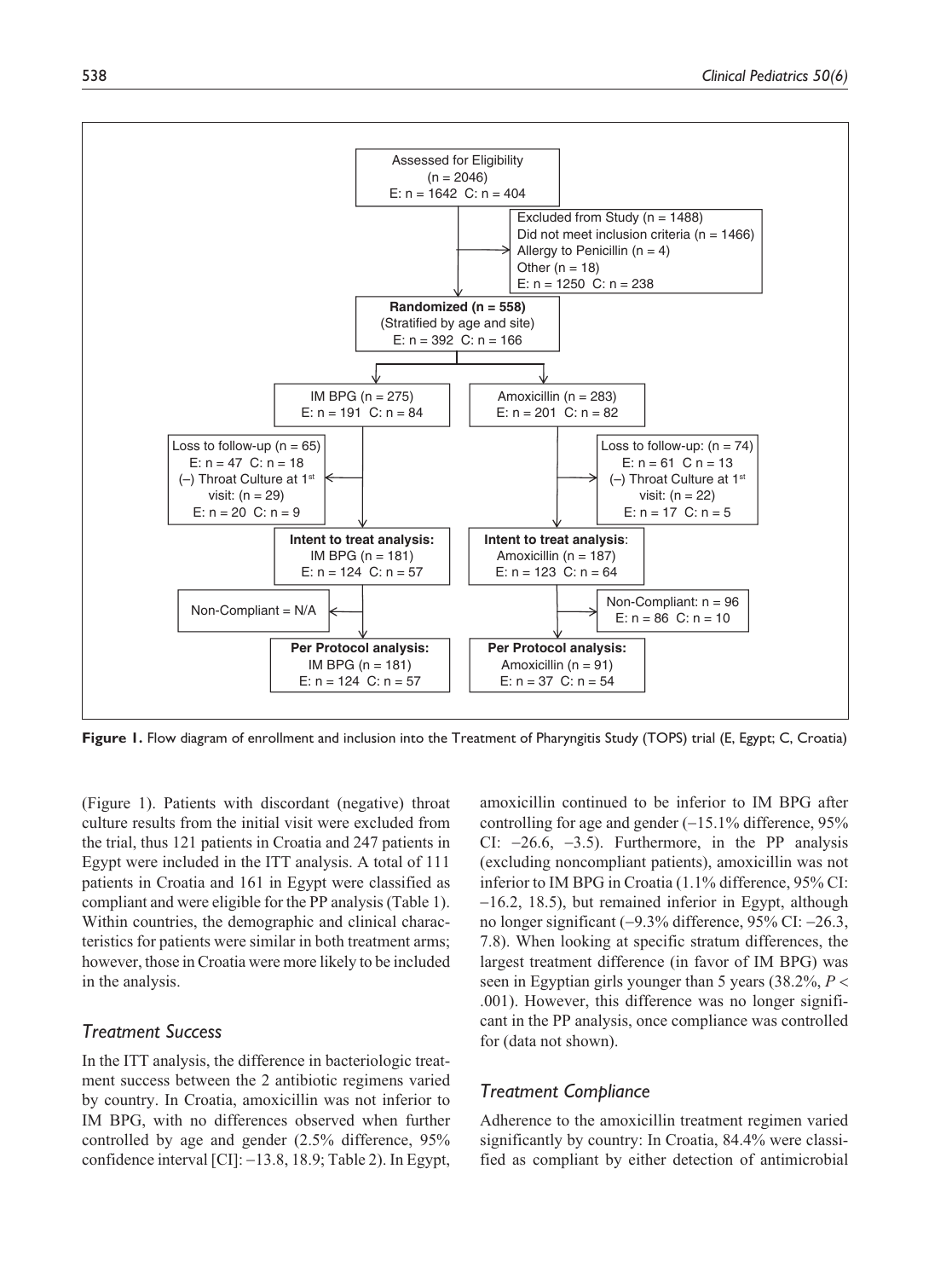Assessed for Eligibility
(n = 2046)
E: n = 1642 C: n = 404

Excluded from Study (n = 1488)
Did not meet inclusion criteria (n = 1466)
Allergy to Penicillin (n = 4)
Other (n = 18)
E: n = 1250 C: n = 238

**Randomized (n = 558)**
(Stratified by age and site)
E: n = 392 C: n = 166

IM BPG (n = 275)
E: n = 191 C: n = 84

Amoxicillin (n = 283)
E: n = 201 C: n = 82

Loss to follow-up (n = 65)
E: n = 47 C: n = 18
(–) Throat Culture at 1st visit: (n = 29)
E: n = 20 C: n = 9

Loss to follow-up: (n = 74)
E: n = 61 C n = 13
(–) Throat Culture at 1st visit: (n = 22)
E: n = 17 C: n = 5

**Intent to treat analysis:**
IM BPG (n = 181)
E: n = 124 C: n = 57

**Intent to treat analysis:**
Amoxicillin (n = 187)
E: n = 123 C: n = 64

Non-Compliant = N/A

Non-Compliant: n = 96
E: n = 86 C: n = 10

**Per Protocol analysis:**
IM BPG (n = 181)
E: n = 124 C: n = 57

**Per Protocol analysis:**
Amoxicillin (n = 91)
E: n = 37 C: n = 54

**Figure 1.** Flow diagram of enrollment and inclusion into the Treatment of Pharyngitis Study (TOPS) trial (E, Egypt; C, Croatia)

(Figure 1). Patients with discordant (negative) throat culture results from the initial visit were excluded from the trial, thus 121 patients in Croatia and 247 patients in Egypt were included in the ITT analysis. A total of 111 patients in Croatia and 161 in Egypt were classified as compliant and were eligible for the PP analysis (Table 1). Within countries, the demographic and clinical characteristics for patients were similar in both treatment arms; however, those in Croatia were more likely to be included in the analysis.

## *Treatment Success*

In the ITT analysis, the difference in bacteriologic treatment success between the 2 antibiotic regimens varied by country. In Croatia, amoxicillin was not inferior to IM BPG, with no differences observed when further controlled by age and gender (2.5% difference, 95% confidence interval [CI]: −13.8, 18.9; Table 2). In Egypt, amoxicillin continued to be inferior to IM BPG after controlling for age and gender (−15.1% difference, 95% CI: −26.6, −3.5). Furthermore, in the PP analysis (excluding noncompliant patients), amoxicillin was not inferior to IM BPG in Croatia (1.1% difference, 95% CI: −16.2, 18.5), but remained inferior in Egypt, although no longer significant (−9.3% difference, 95% CI: −26.3, 7.8). When looking at specific stratum differences, the largest treatment difference (in favor of IM BPG) was seen in Egyptian girls younger than 5 years (38.2%, $P < .001$). However, this difference was no longer significant in the PP analysis, once compliance was controlled for (data not shown).

## *Treatment Compliance*

Adherence to the amoxicillin treatment regimen varied significantly by country: In Croatia, 84.4% were classified as compliant by either detection of antimicrobial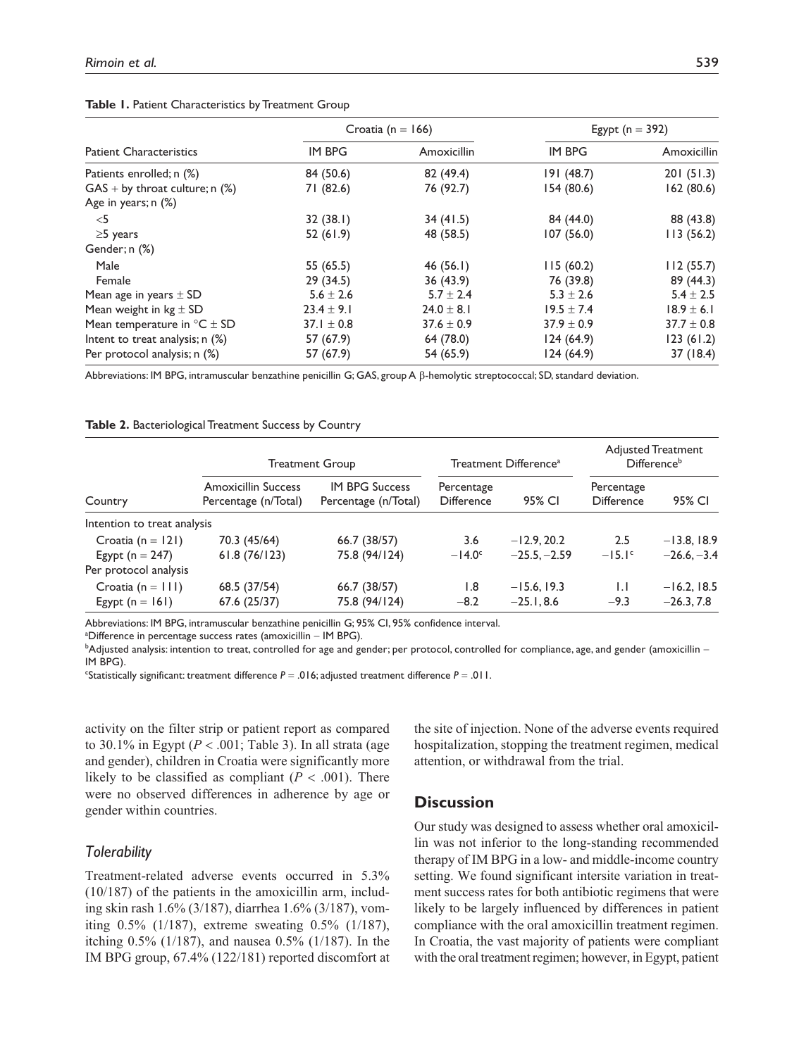**Table 1.** Patient Characteristics by Treatment Group

| Patient Characteristics | Croatia (n = 166) | | Egypt (n = 392) | |
|---|---|---|---|---|
| | IM BPG | Amoxicillin | IM BPG | Amoxicillin |
| Patients enrolled; n (%) | 84 (50.6) | 82 (49.4) | 191 (48.7) | 201 (51.3) |
| GAS + by throat culture; n (%) | 71 (82.6) | 76 (92.7) | 154 (80.6) | 162 (80.6) |
| Age in years; n (%) | | | | |
| <5 | 32 (38.1) | 34 (41.5) | 84 (44.0) | 88 (43.8) |
| ≥5 years | 52 (61.9) | 48 (58.5) | 107 (56.0) | 113 (56.2) |
| Gender; n (%) | | | | |
| Male | 55 (65.5) | 46 (56.1) | 115 (60.2) | 112 (55.7) |
| Female | 29 (34.5) | 36 (43.9) | 76 (39.8) | 89 (44.3) |
| Mean age in years ± SD | 5.6 ± 2.6 | 5.7 ± 2.4 | 5.3 ± 2.6 | 5.4 ± 2.5 |
| Mean weight in kg ± SD | 23.4 ± 9.1 | 24.0 ± 8.1 | 19.5 ± 7.4 | 18.9 ± 6.1 |
| Mean temperature in °C ± SD | 37.1 ± 0.8 | 37.6 ± 0.9 | 37.9 ± 0.9 | 37.7 ± 0.8 |
| Intent to treat analysis; n (%) | 57 (67.9) | 64 (78.0) | 124 (64.9) | 123 (61.2) |
| Per protocol analysis; n (%) | 57 (67.9) | 54 (65.9) | 124 (64.9) | 37 (18.4) |

Abbreviations: IM BPG, intramuscular benzathine penicillin G; GAS, group A β-hemolytic streptococcal; SD, standard deviation.

**Table 2.** Bacteriological Treatment Success by Country

| Country | Treatment Group | | Treatment Difference[a] | | Adjusted Treatment Difference[b] | |
|---|---|---|---|---|---|---|
| | Amoxicillin Success Percentage (n/Total) | IM BPG Success Percentage (n/Total) | Percentage Difference | 95% CI | Percentage Difference | 95% CI |
| Intention to treat analysis | | | | | | |
| Croatia (n = 121) | 70.3 (45/64) | 66.7 (38/57) | 3.6 | −12.9, 20.2 | 2.5 | −13.8, 18.9 |
| Egypt (n = 247) | 61.8 (76/123) | 75.8 (94/124) | −14.0[c] | −25.5, −2.59 | −15.1[c] | −26.6, −3.4 |
| Per protocol analysis | | | | | | |
| Croatia (n = 111) | 68.5 (37/54) | 66.7 (38/57) | 1.8 | −15.6, 19.3 | 1.1 | −16.2, 18.5 |
| Egypt (n = 161) | 67.6 (25/37) | 75.8 (94/124) | −8.2 | −25.1, 8.6 | −9.3 | −26.3, 7.8 |

Abbreviations: IM BPG, intramuscular benzathine penicillin G; 95% CI, 95% confidence interval.

[a]Difference in percentage success rates (amoxicillin − IM BPG).

[b]Adjusted analysis: intention to treat, controlled for age and gender; per protocol, controlled for compliance, age, and gender (amoxicillin − IM BPG).

[c]Statistically significant: treatment difference $P = .016$; adjusted treatment difference $P = .011$.

activity on the filter strip or patient report as compared to 30.1% in Egypt ($P < .001$; Table 3). In all strata (age and gender), children in Croatia were significantly more likely to be classified as compliant ($P < .001$). There were no observed differences in adherence by age or gender within countries.

### *Tolerability*

Treatment-related adverse events occurred in 5.3% (10/187) of the patients in the amoxicillin arm, including skin rash 1.6% (3/187), diarrhea 1.6% (3/187), vomiting 0.5% (1/187), extreme sweating 0.5% (1/187), itching 0.5% (1/187), and nausea 0.5% (1/187). In the IM BPG group, 67.4% (122/181) reported discomfort at the site of injection. None of the adverse events required hospitalization, stopping the treatment regimen, medical attention, or withdrawal from the trial.

## Discussion

Our study was designed to assess whether oral amoxicillin was not inferior to the long-standing recommended therapy of IM BPG in a low- and middle-income country setting. We found significant intersite variation in treatment success rates for both antibiotic regimens that were likely to be largely influenced by differences in patient compliance with the oral amoxicillin treatment regimen. In Croatia, the vast majority of patients were compliant with the oral treatment regimen; however, in Egypt, patient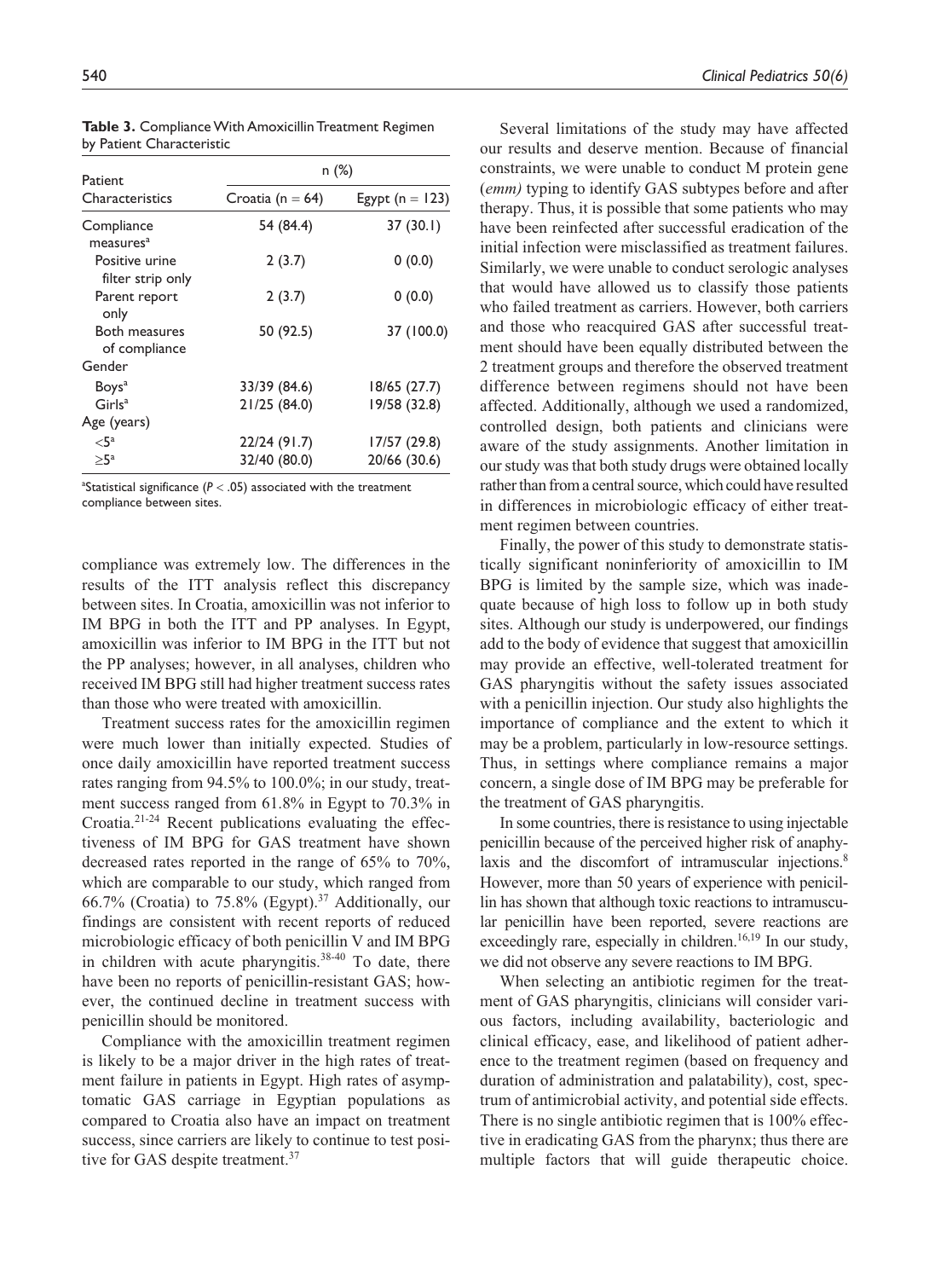**Table 3.** Compliance With Amoxicillin Treatment Regimen by Patient Characteristic

| Patient Characteristics | n (%) | |
|---|---|---|
| | Croatia (n = 64) | Egypt (n = 123) |
| Compliance measures[a] | 54 (84.4) | 37 (30.1) |
| Positive urine filter strip only | 2 (3.7) | 0 (0.0) |
| Parent report only | 2 (3.7) | 0 (0.0) |
| Both measures of compliance | 50 (92.5) | 37 (100.0) |
| Gender | | |
| Boys[a] | 33/39 (84.6) | 18/65 (27.7) |
| Girls[a] | 21/25 (84.0) | 19/58 (32.8) |
| Age (years) | | |
| <5[a] | 22/24 (91.7) | 17/57 (29.8) |
| ≥5[a] | 32/40 (80.0) | 20/66 (30.6) |

[a]Statistical significance ($P < .05$) associated with the treatment compliance between sites.

compliance was extremely low. The differences in the results of the ITT analysis reflect this discrepancy between sites. In Croatia, amoxicillin was not inferior to IM BPG in both the ITT and PP analyses. In Egypt, amoxicillin was inferior to IM BPG in the ITT but not the PP analyses; however, in all analyses, children who received IM BPG still had higher treatment success rates than those who were treated with amoxicillin.

Treatment success rates for the amoxicillin regimen were much lower than initially expected. Studies of once daily amoxicillin have reported treatment success rates ranging from 94.5% to 100.0%; in our study, treatment success ranged from 61.8% in Egypt to 70.3% in Croatia.[21-24] Recent publications evaluating the effectiveness of IM BPG for GAS treatment have shown decreased rates reported in the range of 65% to 70%, which are comparable to our study, which ranged from 66.7% (Croatia) to 75.8% (Egypt).[37] Additionally, our findings are consistent with recent reports of reduced microbiologic efficacy of both penicillin V and IM BPG in children with acute pharyngitis.[38-40] To date, there have been no reports of penicillin-resistant GAS; however, the continued decline in treatment success with penicillin should be monitored.

Compliance with the amoxicillin treatment regimen is likely to be a major driver in the high rates of treatment failure in patients in Egypt. High rates of asymptomatic GAS carriage in Egyptian populations as compared to Croatia also have an impact on treatment success, since carriers are likely to continue to test positive for GAS despite treatment.[37]

Several limitations of the study may have affected our results and deserve mention. Because of financial constraints, we were unable to conduct M protein gene (*emm)* typing to identify GAS subtypes before and after therapy. Thus, it is possible that some patients who may have been reinfected after successful eradication of the initial infection were misclassified as treatment failures. Similarly, we were unable to conduct serologic analyses that would have allowed us to classify those patients who failed treatment as carriers. However, both carriers and those who reacquired GAS after successful treatment should have been equally distributed between the 2 treatment groups and therefore the observed treatment difference between regimens should not have been affected. Additionally, although we used a randomized, controlled design, both patients and clinicians were aware of the study assignments. Another limitation in our study was that both study drugs were obtained locally rather than from a central source, which could have resulted in differences in microbiologic efficacy of either treatment regimen between countries.

Finally, the power of this study to demonstrate statistically significant noninferiority of amoxicillin to IM BPG is limited by the sample size, which was inadequate because of high loss to follow up in both study sites. Although our study is underpowered, our findings add to the body of evidence that suggest that amoxicillin may provide an effective, well-tolerated treatment for GAS pharyngitis without the safety issues associated with a penicillin injection. Our study also highlights the importance of compliance and the extent to which it may be a problem, particularly in low-resource settings. Thus, in settings where compliance remains a major concern, a single dose of IM BPG may be preferable for the treatment of GAS pharyngitis.

In some countries, there is resistance to using injectable penicillin because of the perceived higher risk of anaphylaxis and the discomfort of intramuscular injections.[8] However, more than 50 years of experience with penicillin has shown that although toxic reactions to intramuscular penicillin have been reported, severe reactions are exceedingly rare, especially in children.[16,19] In our study, we did not observe any severe reactions to IM BPG.

When selecting an antibiotic regimen for the treatment of GAS pharyngitis, clinicians will consider various factors, including availability, bacteriologic and clinical efficacy, ease, and likelihood of patient adherence to the treatment regimen (based on frequency and duration of administration and palatability), cost, spectrum of antimicrobial activity, and potential side effects. There is no single antibiotic regimen that is 100% effective in eradicating GAS from the pharynx; thus there are multiple factors that will guide therapeutic choice.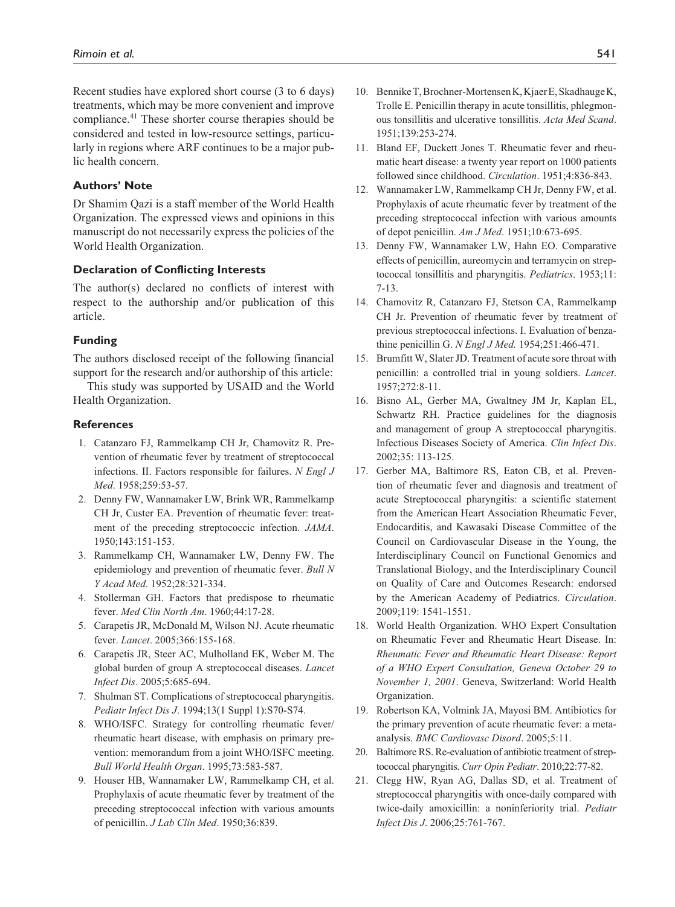Recent studies have explored short course (3 to 6 days) treatments, which may be more convenient and improve compliance.[41] These shorter course therapies should be considered and tested in low-resource settings, particularly in regions where ARF continues to be a major public health concern.

### Authors' Note

Dr Shamim Qazi is a staff member of the World Health Organization. The expressed views and opinions in this manuscript do not necessarily express the policies of the World Health Organization.

### Declaration of Conflicting Interests

The author(s) declared no conflicts of interest with respect to the authorship and/or publication of this article.

### Funding

The authors disclosed receipt of the following financial support for the research and/or authorship of this article:

This study was supported by USAID and the World Health Organization.

### References

1. Catanzaro FJ, Rammelkamp CH Jr, Chamovitz R. Prevention of rheumatic fever by treatment of streptococcal infections. II. Factors responsible for failures. *N Engl J Med*. 1958;259:53-57.
2. Denny FW, Wannamaker LW, Brink WR, Rammelkamp CH Jr, Custer EA. Prevention of rheumatic fever: treatment of the preceding streptococcic infection. *JAMA*. 1950;143:151-153.
3. Rammelkamp CH, Wannamaker LW, Denny FW. The epidemiology and prevention of rheumatic fever. *Bull N Y Acad Med*. 1952;28:321-334.
4. Stollerman GH. Factors that predispose to rheumatic fever. *Med Clin North Am*. 1960;44:17-28.
5. Carapetis JR, McDonald M, Wilson NJ. Acute rheumatic fever. *Lancet*. 2005;366:155-168.
6. Carapetis JR, Steer AC, Mulholland EK, Weber M. The global burden of group A streptococcal diseases. *Lancet Infect Dis*. 2005;5:685-694.
7. Shulman ST. Complications of streptococcal pharyngitis. *Pediatr Infect Dis J*. 1994;13(1 Suppl 1):S70-S74.
8. WHO/ISFC. Strategy for controlling rheumatic fever/rheumatic heart disease, with emphasis on primary prevention: memorandum from a joint WHO/ISFC meeting. *Bull World Health Organ*. 1995;73:583-587.
9. Houser HB, Wannamaker LW, Rammelkamp CH, et al. Prophylaxis of acute rheumatic fever by treatment of the preceding streptococcal infection with various amounts of penicillin. *J Lab Clin Med*. 1950;36:839.
10. Bennike T, Brochner-Mortensen K, Kjaer E, Skadhauge K, Trolle E. Penicillin therapy in acute tonsillitis, phlegmonous tonsillitis and ulcerative tonsillitis. *Acta Med Scand*. 1951;139:253-274.
11. Bland EF, Duckett Jones T. Rheumatic fever and rheumatic heart disease: a twenty year report on 1000 patients followed since childhood. *Circulation*. 1951;4:836-843.
12. Wannamaker LW, Rammelkamp CH Jr, Denny FW, et al. Prophylaxis of acute rheumatic fever by treatment of the preceding streptococcal infection with various amounts of depot penicillin. *Am J Med*. 1951;10:673-695.
13. Denny FW, Wannamaker LW, Hahn EO. Comparative effects of penicillin, aureomycin and terramycin on streptococcal tonsillitis and pharyngitis. *Pediatrics*. 1953;11:7-13.
14. Chamovitz R, Catanzaro FJ, Stetson CA, Rammelkamp CH Jr. Prevention of rheumatic fever by treatment of previous streptococcal infections. I. Evaluation of benzathine penicillin G. *N Engl J Med.* 1954;251:466-471.
15. Brumfitt W, Slater JD. Treatment of acute sore throat with penicillin: a controlled trial in young soldiers. *Lancet*. 1957;272:8-11.
16. Bisno AL, Gerber MA, Gwaltney JM Jr, Kaplan EL, Schwartz RH. Practice guidelines for the diagnosis and management of group A streptococcal pharyngitis. Infectious Diseases Society of America. *Clin Infect Dis*. 2002;35: 113-125.
17. Gerber MA, Baltimore RS, Eaton CB, et al. Prevention of rheumatic fever and diagnosis and treatment of acute Streptococcal pharyngitis: a scientific statement from the American Heart Association Rheumatic Fever, Endocarditis, and Kawasaki Disease Committee of the Council on Cardiovascular Disease in the Young, the Interdisciplinary Council on Functional Genomics and Translational Biology, and the Interdisciplinary Council on Quality of Care and Outcomes Research: endorsed by the American Academy of Pediatrics. *Circulation*. 2009;119: 1541-1551.
18. World Health Organization. WHO Expert Consultation on Rheumatic Fever and Rheumatic Heart Disease. In: *Rheumatic Fever and Rheumatic Heart Disease: Report of a WHO Expert Consultation, Geneva October 29 to November 1, 2001*. Geneva, Switzerland: World Health Organization.
19. Robertson KA, Volmink JA, Mayosi BM. Antibiotics for the primary prevention of acute rheumatic fever: a meta-analysis. *BMC Cardiovasc Disord*. 2005;5:11.
20. Baltimore RS. Re-evaluation of antibiotic treatment of streptococcal pharyngitis. *Curr Opin Pediatr*. 2010;22:77-82.
21. Clegg HW, Ryan AG, Dallas SD, et al. Treatment of streptococcal pharyngitis with once-daily compared with twice-daily amoxicillin: a noninferiority trial. *Pediatr Infect Dis J*. 2006;25:761-767.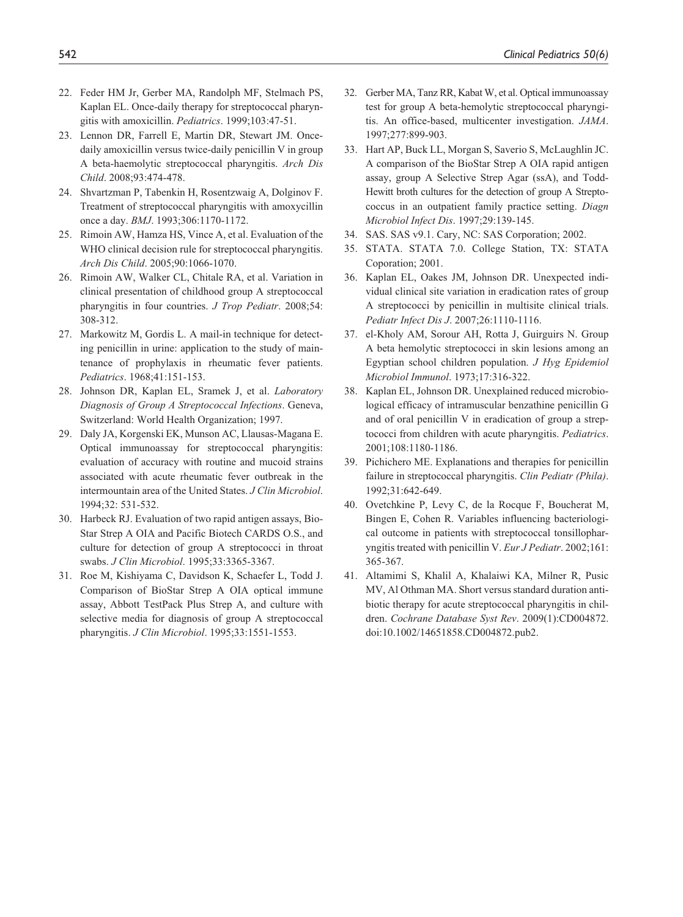22. Feder HM Jr, Gerber MA, Randolph MF, Stelmach PS, Kaplan EL. Once-daily therapy for streptococcal pharyngitis with amoxicillin. *Pediatrics*. 1999;103:47-51.
23. Lennon DR, Farrell E, Martin DR, Stewart JM. Once-daily amoxicillin versus twice-daily penicillin V in group A beta-haemolytic streptococcal pharyngitis. *Arch Dis Child*. 2008;93:474-478.
24. Shvartzman P, Tabenkin H, Rosentzwaig A, Dolginov F. Treatment of streptococcal pharyngitis with amoxycillin once a day. *BMJ*. 1993;306:1170-1172.
25. Rimoin AW, Hamza HS, Vince A, et al. Evaluation of the WHO clinical decision rule for streptococcal pharyngitis. *Arch Dis Child*. 2005;90:1066-1070.
26. Rimoin AW, Walker CL, Chitale RA, et al. Variation in clinical presentation of childhood group A streptococcal pharyngitis in four countries. *J Trop Pediatr*. 2008;54: 308-312.
27. Markowitz M, Gordis L. A mail-in technique for detecting penicillin in urine: application to the study of maintenance of prophylaxis in rheumatic fever patients. *Pediatrics*. 1968;41:151-153.
28. Johnson DR, Kaplan EL, Sramek J, et al. *Laboratory Diagnosis of Group A Streptococcal Infections*. Geneva, Switzerland: World Health Organization; 1997.
29. Daly JA, Korgenski EK, Munson AC, Llausas-Magana E. Optical immunoassay for streptococcal pharyngitis: evaluation of accuracy with routine and mucoid strains associated with acute rheumatic fever outbreak in the intermountain area of the United States. *J Clin Microbiol*. 1994;32: 531-532.
30. Harbeck RJ. Evaluation of two rapid antigen assays, BioStar Strep A OIA and Pacific Biotech CARDS O.S., and culture for detection of group A streptococci in throat swabs. *J Clin Microbiol*. 1995;33:3365-3367.
31. Roe M, Kishiyama C, Davidson K, Schaefer L, Todd J. Comparison of BioStar Strep A OIA optical immune assay, Abbott TestPack Plus Strep A, and culture with selective media for diagnosis of group A streptococcal pharyngitis. *J Clin Microbiol*. 1995;33:1551-1553.
32. Gerber MA, Tanz RR, Kabat W, et al. Optical immunoassay test for group A beta-hemolytic streptococcal pharyngitis. An office-based, multicenter investigation. *JAMA*. 1997;277:899-903.
33. Hart AP, Buck LL, Morgan S, Saverio S, McLaughlin JC. A comparison of the BioStar Strep A OIA rapid antigen assay, group A Selective Strep Agar (ssA), and Todd-Hewitt broth cultures for the detection of group A Streptococcus in an outpatient family practice setting. *Diagn Microbiol Infect Dis*. 1997;29:139-145.
34. SAS. SAS v9.1. Cary, NC: SAS Corporation; 2002.
35. STATA. STATA 7.0. College Station, TX: STATA Coporation; 2001.
36. Kaplan EL, Oakes JM, Johnson DR. Unexpected individual clinical site variation in eradication rates of group A streptococci by penicillin in multisite clinical trials. *Pediatr Infect Dis J*. 2007;26:1110-1116.
37. el-Kholy AM, Sorour AH, Rotta J, Guirguirs N. Group A beta hemolytic streptococci in skin lesions among an Egyptian school children population. *J Hyg Epidemiol Microbiol Immunol*. 1973;17:316-322.
38. Kaplan EL, Johnson DR. Unexplained reduced microbiological efficacy of intramuscular benzathine penicillin G and of oral penicillin V in eradication of group a streptococci from children with acute pharyngitis. *Pediatrics*. 2001;108:1180-1186.
39. Pichichero ME. Explanations and therapies for penicillin failure in streptococcal pharyngitis. *Clin Pediatr (Phila)*. 1992;31:642-649.
40. Ovetchkine P, Levy C, de la Rocque F, Boucherat M, Bingen E, Cohen R. Variables influencing bacteriological outcome in patients with streptococcal tonsillopharyngitis treated with penicillin V. *Eur J Pediatr*. 2002;161: 365-367.
41. Altamimi S, Khalil A, Khalaiwi KA, Milner R, Pusic MV, Al Othman MA. Short versus standard duration antibiotic therapy for acute streptococcal pharyngitis in children. *Cochrane Database Syst Rev*. 2009(1):CD004872. doi:10.1002/14651858.CD004872.pub2.